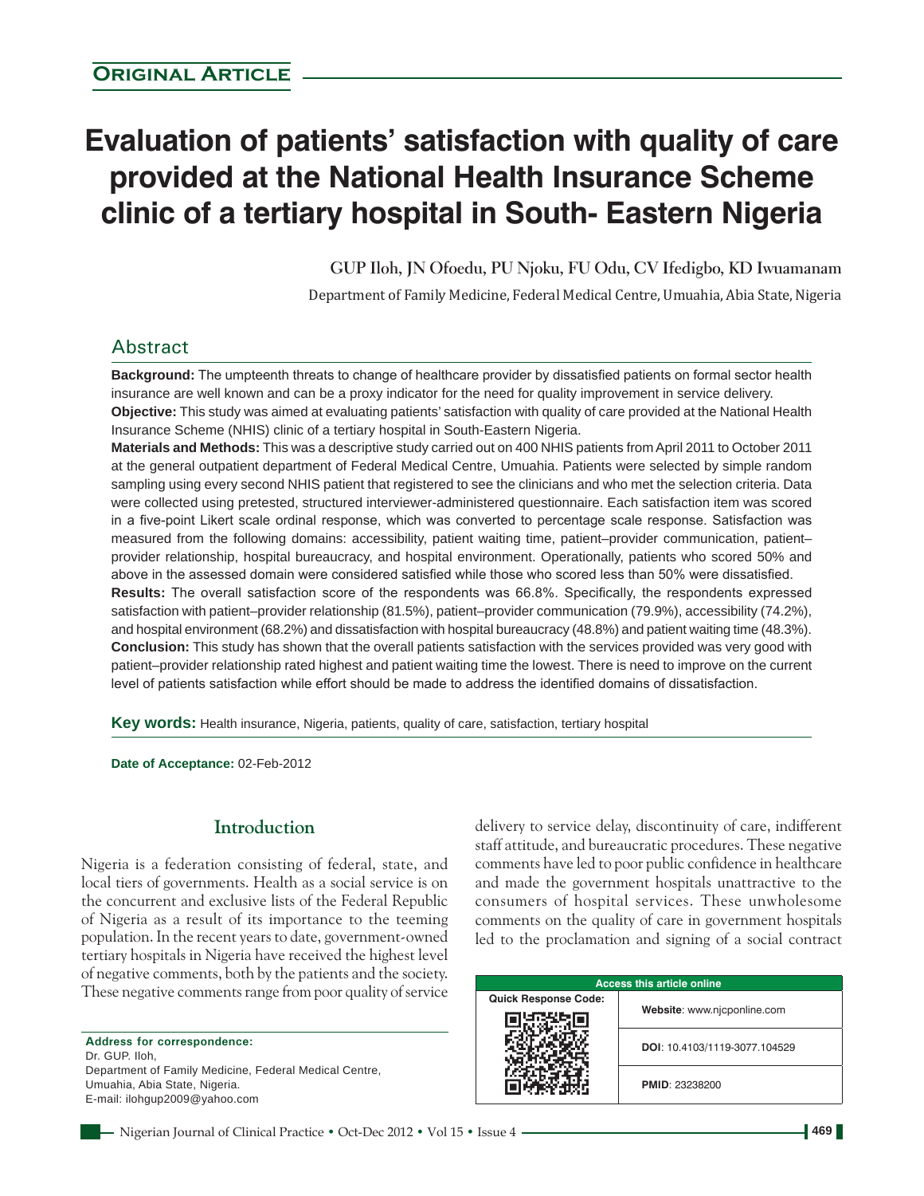**ORIGINAL ARTICLE**

# Evaluation of patients' satisfaction with quality of care provided at the National Health Insurance Scheme clinic of a tertiary hospital in South- Eastern Nigeria

**GUP Iloh, JN Ofoedu, PU Njoku, FU Odu, CV Ifedigbo, KD Iwuamanam**

Department of Family Medicine, Federal Medical Centre, Umuahia, Abia State, Nigeria

## Abstract

**Background:** The umpteenth threats to change of healthcare provider by dissatisfied patients on formal sector health insurance are well known and can be a proxy indicator for the need for quality improvement in service delivery. **Objective:** This study was aimed at evaluating patients' satisfaction with quality of care provided at the National Health Insurance Scheme (NHIS) clinic of a tertiary hospital in South-Eastern Nigeria. **Materials and Methods:** This was a descriptive study carried out on 400 NHIS patients from April 2011 to October 2011 at the general outpatient department of Federal Medical Centre, Umuahia. Patients were selected by simple random sampling using every second NHIS patient that registered to see the clinicians and who met the selection criteria. Data were collected using pretested, structured interviewer-administered questionnaire. Each satisfaction item was scored in a five-point Likert scale ordinal response, which was converted to percentage scale response. Satisfaction was measured from the following domains: accessibility, patient waiting time, patient–provider communication, patient–provider relationship, hospital bureaucracy, and hospital environment. Operationally, patients who scored 50% and above in the assessed domain were considered satisfied while those who scored less than 50% were dissatisfied. **Results:** The overall satisfaction score of the respondents was 66.8%. Specifically, the respondents expressed satisfaction with patient–provider relationship (81.5%), patient–provider communication (79.9%), accessibility (74.2%), and hospital environment (68.2%) and dissatisfaction with hospital bureaucracy (48.8%) and patient waiting time (48.3%). **Conclusion:** This study has shown that the overall patients satisfaction with the services provided was very good with patient–provider relationship rated highest and patient waiting time the lowest. There is need to improve on the current level of patients satisfaction while effort should be made to address the identified domains of dissatisfaction.

**Key words:** Health insurance, Nigeria, patients, quality of care, satisfaction, tertiary hospital

**Date of Acceptance:** 02-Feb-2012

## Introduction

Nigeria is a federation consisting of federal, state, and local tiers of governments. Health as a social service is on the concurrent and exclusive lists of the Federal Republic of Nigeria as a result of its importance to the teeming population. In the recent years to date, government-owned tertiary hospitals in Nigeria have received the highest level of negative comments, both by the patients and the society. These negative comments range from poor quality of service delivery to service delay, discontinuity of care, indifferent staff attitude, and bureaucratic procedures. These negative comments have led to poor public confidence in healthcare and made the government hospitals unattractive to the consumers of hospital services. These unwholesome comments on the quality of care in government hospitals led to the proclamation and signing of a social contract

**Address for correspondence:**
Dr. GUP. Iloh,
Department of Family Medicine, Federal Medical Centre, Umuahia, Abia State, Nigeria.
E-mail: ilohgup2009@yahoo.com

| Access this article online | |
|---|---|
| Quick Response Code: | Website: www.njcponline.com |
| | DOI: 10.4103/1119-3077.104529 |
| | PMID: 23238200 |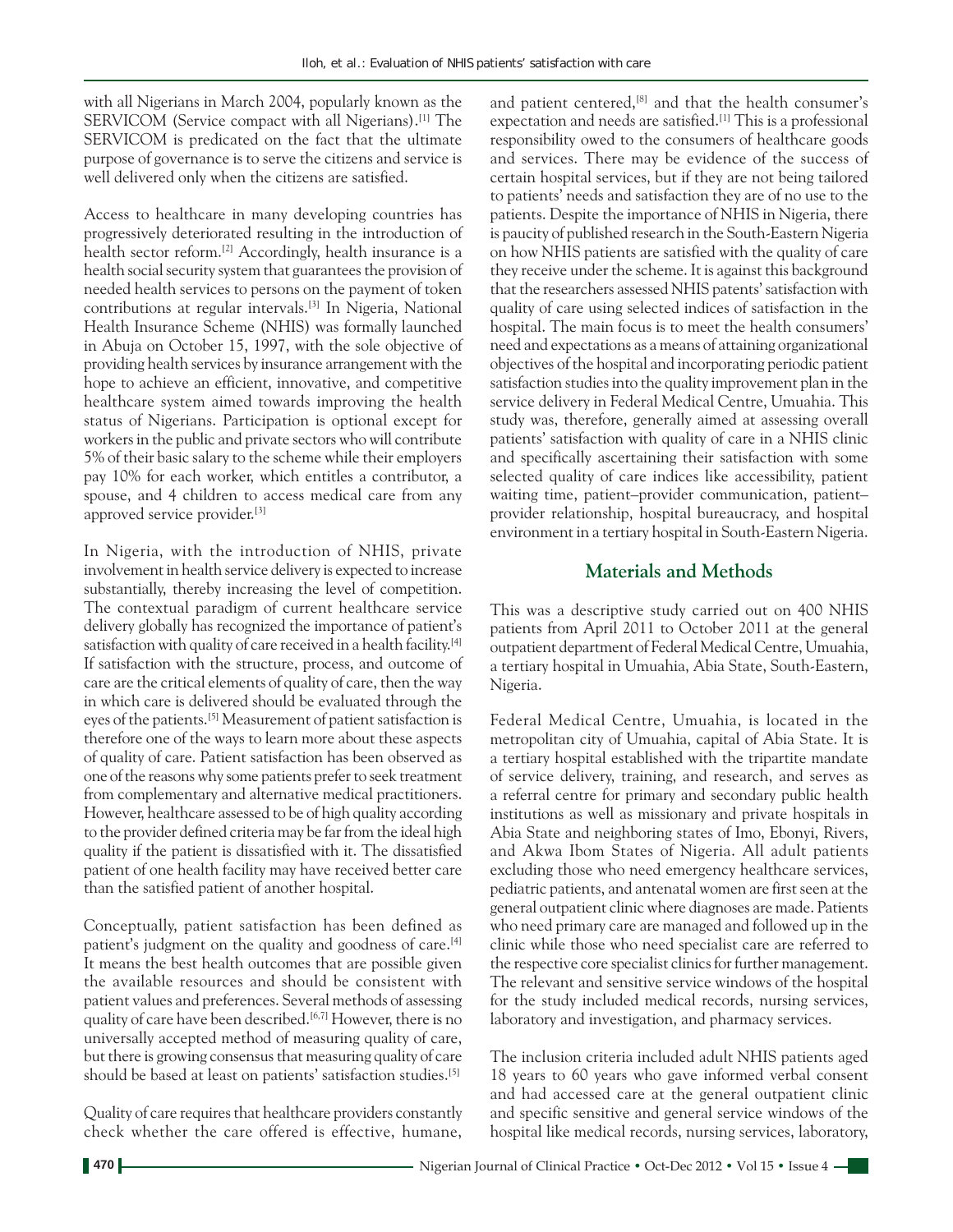with all Nigerians in March 2004, popularly known as the SERVICOM (Service compact with all Nigerians).[1] The SERVICOM is predicated on the fact that the ultimate purpose of governance is to serve the citizens and service is well delivered only when the citizens are satisfied.

Access to healthcare in many developing countries has progressively deteriorated resulting in the introduction of health sector reform.[2] Accordingly, health insurance is a health social security system that guarantees the provision of needed health services to persons on the payment of token contributions at regular intervals.[3] In Nigeria, National Health Insurance Scheme (NHIS) was formally launched in Abuja on October 15, 1997, with the sole objective of providing health services by insurance arrangement with the hope to achieve an efficient, innovative, and competitive healthcare system aimed towards improving the health status of Nigerians. Participation is optional except for workers in the public and private sectors who will contribute 5% of their basic salary to the scheme while their employers pay 10% for each worker, which entitles a contributor, a spouse, and 4 children to access medical care from any approved service provider.[3]

In Nigeria, with the introduction of NHIS, private involvement in health service delivery is expected to increase substantially, thereby increasing the level of competition. The contextual paradigm of current healthcare service delivery globally has recognized the importance of patient's satisfaction with quality of care received in a health facility.[4] If satisfaction with the structure, process, and outcome of care are the critical elements of quality of care, then the way in which care is delivered should be evaluated through the eyes of the patients.[5] Measurement of patient satisfaction is therefore one of the ways to learn more about these aspects of quality of care. Patient satisfaction has been observed as one of the reasons why some patients prefer to seek treatment from complementary and alternative medical practitioners. However, healthcare assessed to be of high quality according to the provider defined criteria may be far from the ideal high quality if the patient is dissatisfied with it. The dissatisfied patient of one health facility may have received better care than the satisfied patient of another hospital.

Conceptually, patient satisfaction has been defined as patient's judgment on the quality and goodness of care.[4] It means the best health outcomes that are possible given the available resources and should be consistent with patient values and preferences. Several methods of assessing quality of care have been described.[6,7] However, there is no universally accepted method of measuring quality of care, but there is growing consensus that measuring quality of care should be based at least on patients' satisfaction studies.[5]

Quality of care requires that healthcare providers constantly check whether the care offered is effective, humane, and patient centered,[8] and that the health consumer's expectation and needs are satisfied.[1] This is a professional responsibility owed to the consumers of healthcare goods and services. There may be evidence of the success of certain hospital services, but if they are not being tailored to patients' needs and satisfaction they are of no use to the patients. Despite the importance of NHIS in Nigeria, there is paucity of published research in the South-Eastern Nigeria on how NHIS patients are satisfied with the quality of care they receive under the scheme. It is against this background that the researchers assessed NHIS patents' satisfaction with quality of care using selected indices of satisfaction in the hospital. The main focus is to meet the health consumers' need and expectations as a means of attaining organizational objectives of the hospital and incorporating periodic patient satisfaction studies into the quality improvement plan in the service delivery in Federal Medical Centre, Umuahia. This study was, therefore, generally aimed at assessing overall patients' satisfaction with quality of care in a NHIS clinic and specifically ascertaining their satisfaction with some selected quality of care indices like accessibility, patient waiting time, patient–provider communication, patient–provider relationship, hospital bureaucracy, and hospital environment in a tertiary hospital in South-Eastern Nigeria.

## Materials and Methods

This was a descriptive study carried out on 400 NHIS patients from April 2011 to October 2011 at the general outpatient department of Federal Medical Centre, Umuahia, a tertiary hospital in Umuahia, Abia State, South-Eastern, Nigeria.

Federal Medical Centre, Umuahia, is located in the metropolitan city of Umuahia, capital of Abia State. It is a tertiary hospital established with the tripartite mandate of service delivery, training, and research, and serves as a referral centre for primary and secondary public health institutions as well as missionary and private hospitals in Abia State and neighboring states of Imo, Ebonyi, Rivers, and Akwa Ibom States of Nigeria. All adult patients excluding those who need emergency healthcare services, pediatric patients, and antenatal women are first seen at the general outpatient clinic where diagnoses are made. Patients who need primary care are managed and followed up in the clinic while those who need specialist care are referred to the respective core specialist clinics for further management. The relevant and sensitive service windows of the hospital for the study included medical records, nursing services, laboratory and investigation, and pharmacy services.

The inclusion criteria included adult NHIS patients aged 18 years to 60 years who gave informed verbal consent and had accessed care at the general outpatient clinic and specific sensitive and general service windows of the hospital like medical records, nursing services, laboratory,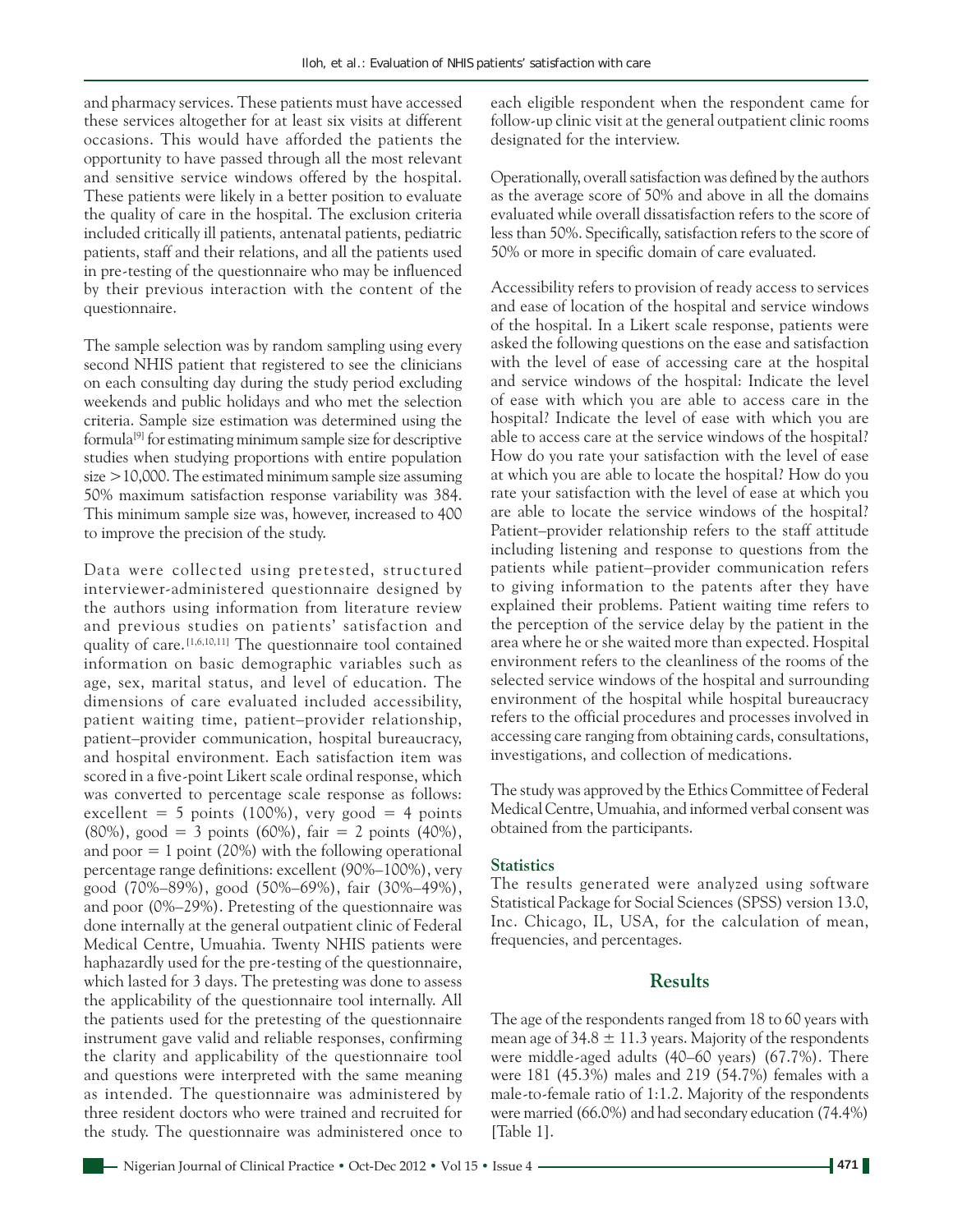and pharmacy services. These patients must have accessed these services altogether for at least six visits at different occasions. This would have afforded the patients the opportunity to have passed through all the most relevant and sensitive service windows offered by the hospital. These patients were likely in a better position to evaluate the quality of care in the hospital. The exclusion criteria included critically ill patients, antenatal patients, pediatric patients, staff and their relations, and all the patients used in pre-testing of the questionnaire who may be influenced by their previous interaction with the content of the questionnaire.

The sample selection was by random sampling using every second NHIS patient that registered to see the clinicians on each consulting day during the study period excluding weekends and public holidays and who met the selection criteria. Sample size estimation was determined using the formula[9] for estimating minimum sample size for descriptive studies when studying proportions with entire population size >10,000. The estimated minimum sample size assuming 50% maximum satisfaction response variability was 384. This minimum sample size was, however, increased to 400 to improve the precision of the study.

Data were collected using pretested, structured interviewer-administered questionnaire designed by the authors using information from literature review and previous studies on patients' satisfaction and quality of care.[1,6,10,11] The questionnaire tool contained information on basic demographic variables such as age, sex, marital status, and level of education. The dimensions of care evaluated included accessibility, patient waiting time, patient–provider relationship, patient–provider communication, hospital bureaucracy, and hospital environment. Each satisfaction item was scored in a five-point Likert scale ordinal response, which was converted to percentage scale response as follows: excellent = 5 points (100%), very good = 4 points (80%), good = 3 points (60%), fair = 2 points (40%), and poor = 1 point (20%) with the following operational percentage range definitions: excellent (90%–100%), very good (70%–89%), good (50%–69%), fair (30%–49%), and poor (0%–29%). Pretesting of the questionnaire was done internally at the general outpatient clinic of Federal Medical Centre, Umuahia. Twenty NHIS patients were haphazardly used for the pre-testing of the questionnaire, which lasted for 3 days. The pretesting was done to assess the applicability of the questionnaire tool internally. All the patients used for the pretesting of the questionnaire instrument gave valid and reliable responses, confirming the clarity and applicability of the questionnaire tool and questions were interpreted with the same meaning as intended. The questionnaire was administered by three resident doctors who were trained and recruited for the study. The questionnaire was administered once to each eligible respondent when the respondent came for follow-up clinic visit at the general outpatient clinic rooms designated for the interview.

Operationally, overall satisfaction was defined by the authors as the average score of 50% and above in all the domains evaluated while overall dissatisfaction refers to the score of less than 50%. Specifically, satisfaction refers to the score of 50% or more in specific domain of care evaluated.

Accessibility refers to provision of ready access to services and ease of location of the hospital and service windows of the hospital. In a Likert scale response, patients were asked the following questions on the ease and satisfaction with the level of ease of accessing care at the hospital and service windows of the hospital: Indicate the level of ease with which you are able to access care in the hospital? Indicate the level of ease with which you are able to access care at the service windows of the hospital? How do you rate your satisfaction with the level of ease at which you are able to locate the hospital? How do you rate your satisfaction with the level of ease at which you are able to locate the service windows of the hospital? Patient–provider relationship refers to the staff attitude including listening and response to questions from the patients while patient–provider communication refers to giving information to the patents after they have explained their problems. Patient waiting time refers to the perception of the service delay by the patient in the area where he or she waited more than expected. Hospital environment refers to the cleanliness of the rooms of the selected service windows of the hospital and surrounding environment of the hospital while hospital bureaucracy refers to the official procedures and processes involved in accessing care ranging from obtaining cards, consultations, investigations, and collection of medications.

The study was approved by the Ethics Committee of Federal Medical Centre, Umuahia, and informed verbal consent was obtained from the participants.

### Statistics

The results generated were analyzed using software Statistical Package for Social Sciences (SPSS) version 13.0, Inc. Chicago, IL, USA, for the calculation of mean, frequencies, and percentages.

## Results

The age of the respondents ranged from 18 to 60 years with mean age of $34.8 \pm 11.3$ years. Majority of the respondents were middle-aged adults (40–60 years) (67.7%). There were 181 (45.3%) males and 219 (54.7%) females with a male-to-female ratio of 1:1.2. Majority of the respondents were married (66.0%) and had secondary education (74.4%) [Table 1].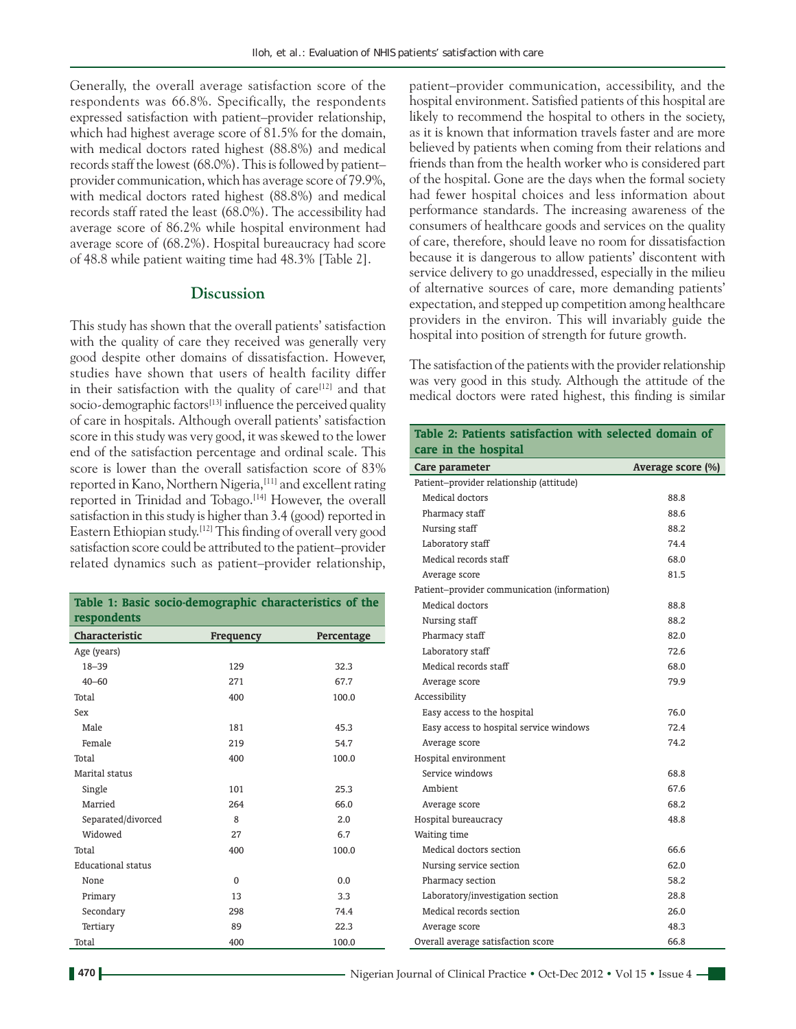Generally, the overall average satisfaction score of the respondents was 66.8%. Specifically, the respondents expressed satisfaction with patient–provider relationship, which had highest average score of 81.5% for the domain, with medical doctors rated highest (88.8%) and medical records staff the lowest (68.0%). This is followed by patient–provider communication, which has average score of 79.9%, with medical doctors rated highest (88.8%) and medical records staff rated the least (68.0%). The accessibility had average score of 86.2% while hospital environment had average score of (68.2%). Hospital bureaucracy had score of 48.8 while patient waiting time had 48.3% [Table 2].

## Discussion

This study has shown that the overall patients' satisfaction with the quality of care they received was generally very good despite other domains of dissatisfaction. However, studies have shown that users of health facility differ in their satisfaction with the quality of care[12] and that socio-demographic factors[13] influence the perceived quality of care in hospitals. Although overall patients' satisfaction score in this study was very good, it was skewed to the lower end of the satisfaction percentage and ordinal scale. This score is lower than the overall satisfaction score of 83% reported in Kano, Northern Nigeria,[11] and excellent rating reported in Trinidad and Tobago.[14] However, the overall satisfaction in this study is higher than 3.4 (good) reported in Eastern Ethiopian study.[12] This finding of overall very good satisfaction score could be attributed to the patient–provider related dynamics such as patient–provider relationship, patient–provider communication, accessibility, and the hospital environment. Satisfied patients of this hospital are likely to recommend the hospital to others in the society, as it is known that information travels faster and are more believed by patients when coming from their relations and friends than from the health worker who is considered part of the hospital. Gone are the days when the formal society had fewer hospital choices and less information about performance standards. The increasing awareness of the consumers of healthcare goods and services on the quality of care, therefore, should leave no room for dissatisfaction because it is dangerous to allow patients' discontent with service delivery to go unaddressed, especially in the milieu of alternative sources of care, more demanding patients' expectation, and stepped up competition among healthcare providers in the environ. This will invariably guide the hospital into position of strength for future growth.

The satisfaction of the patients with the provider relationship was very good in this study. Although the attitude of the medical doctors were rated highest, this finding is similar

**Table 1: Basic socio-demographic characteristics of the respondents**

| Characteristic | Frequency | Percentage |
|---|---|---|
| Age (years) | | |
| 18–39 | 129 | 32.3 |
| 40–60 | 271 | 67.7 |
| Total | 400 | 100.0 |
| Sex | | |
| Male | 181 | 45.3 |
| Female | 219 | 54.7 |
| Total | 400 | 100.0 |
| Marital status | | |
| Single | 101 | 25.3 |
| Married | 264 | 66.0 |
| Separated/divorced | 8 | 2.0 |
| Widowed | 27 | 6.7 |
| Total | 400 | 100.0 |
| Educational status | | |
| None | 0 | 0.0 |
| Primary | 13 | 3.3 |
| Secondary | 298 | 74.4 |
| Tertiary | 89 | 22.3 |
| Total | 400 | 100.0 |

**Table 2: Patients satisfaction with selected domain of care in the hospital**

| Care parameter | Average score (%) |
|---|---|
| Patient–provider relationship (attitude) | |
| Medical doctors | 88.8 |
| Pharmacy staff | 88.6 |
| Nursing staff | 88.2 |
| Laboratory staff | 74.4 |
| Medical records staff | 68.0 |
| Average score | 81.5 |
| Patient–provider communication (information) | |
| Medical doctors | 88.8 |
| Nursing staff | 88.2 |
| Pharmacy staff | 82.0 |
| Laboratory staff | 72.6 |
| Medical records staff | 68.0 |
| Average score | 79.9 |
| Accessibility | |
| Easy access to the hospital | 76.0 |
| Easy access to hospital service windows | 72.4 |
| Average score | 74.2 |
| Hospital environment | |
| Service windows | 68.8 |
| Ambient | 67.6 |
| Average score | 68.2 |
| Hospital bureaucracy | 48.8 |
| Waiting time | |
| Medical doctors section | 66.6 |
| Nursing service section | 62.0 |
| Pharmacy section | 58.2 |
| Laboratory/investigation section | 28.8 |
| Medical records section | 26.0 |
| Average score | 48.3 |
| Overall average satisfaction score | 66.8 |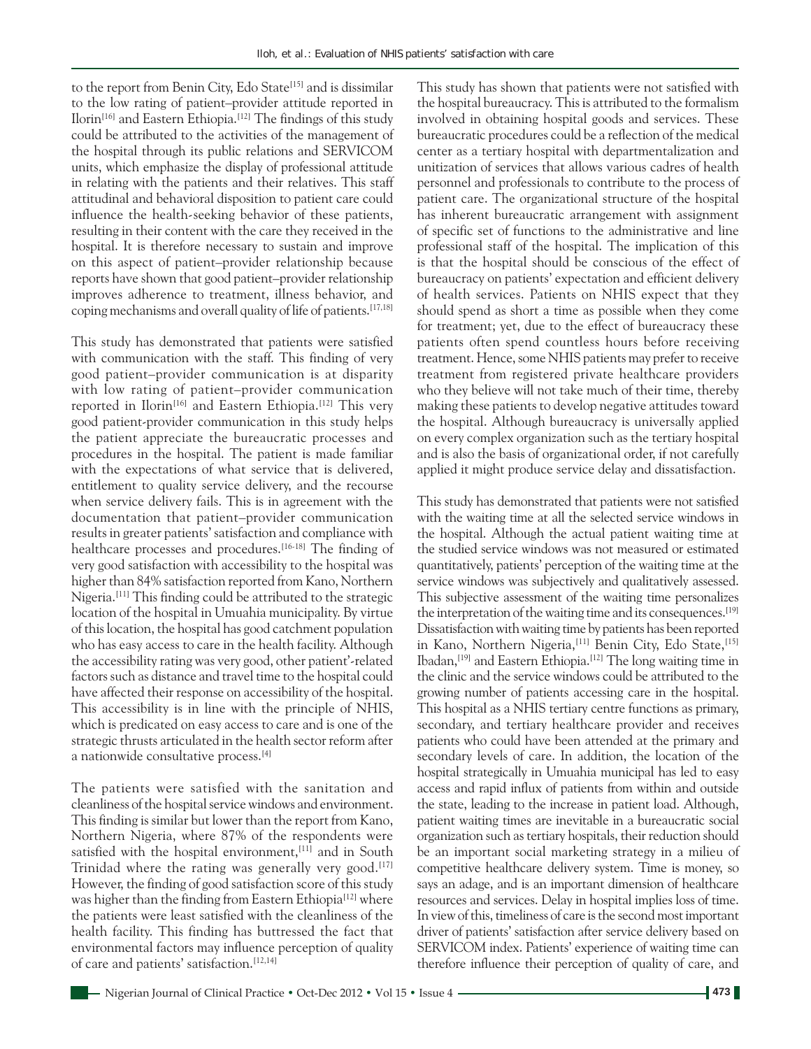to the report from Benin City, Edo State[15] and is dissimilar to the low rating of patient–provider attitude reported in Ilorin[16] and Eastern Ethiopia.[12] The findings of this study could be attributed to the activities of the management of the hospital through its public relations and SERVICOM units, which emphasize the display of professional attitude in relating with the patients and their relatives. This staff attitudinal and behavioral disposition to patient care could influence the health-seeking behavior of these patients, resulting in their content with the care they received in the hospital. It is therefore necessary to sustain and improve on this aspect of patient–provider relationship because reports have shown that good patient–provider relationship improves adherence to treatment, illness behavior, and coping mechanisms and overall quality of life of patients.[17,18]

This study has demonstrated that patients were satisfied with communication with the staff. This finding of very good patient–provider communication is at disparity with low rating of patient–provider communication reported in Ilorin[16] and Eastern Ethiopia.[12] This very good patient-provider communication in this study helps the patient appreciate the bureaucratic processes and procedures in the hospital. The patient is made familiar with the expectations of what service that is delivered, entitlement to quality service delivery, and the recourse when service delivery fails. This is in agreement with the documentation that patient–provider communication results in greater patients' satisfaction and compliance with healthcare processes and procedures.[16-18] The finding of very good satisfaction with accessibility to the hospital was higher than 84% satisfaction reported from Kano, Northern Nigeria.[11] This finding could be attributed to the strategic location of the hospital in Umuahia municipality. By virtue of this location, the hospital has good catchment population who has easy access to care in the health facility. Although the accessibility rating was very good, other patient'-related factors such as distance and travel time to the hospital could have affected their response on accessibility of the hospital. This accessibility is in line with the principle of NHIS, which is predicated on easy access to care and is one of the strategic thrusts articulated in the health sector reform after a nationwide consultative process.[4]

The patients were satisfied with the sanitation and cleanliness of the hospital service windows and environment. This finding is similar but lower than the report from Kano, Northern Nigeria, where 87% of the respondents were satisfied with the hospital environment,[11] and in South Trinidad where the rating was generally very good.[17] However, the finding of good satisfaction score of this study was higher than the finding from Eastern Ethiopia[12] where the patients were least satisfied with the cleanliness of the health facility. This finding has buttressed the fact that environmental factors may influence perception of quality of care and patients' satisfaction.[12,14]

This study has shown that patients were not satisfied with the hospital bureaucracy. This is attributed to the formalism involved in obtaining hospital goods and services. These bureaucratic procedures could be a reflection of the medical center as a tertiary hospital with departmentalization and unitization of services that allows various cadres of health personnel and professionals to contribute to the process of patient care. The organizational structure of the hospital has inherent bureaucratic arrangement with assignment of specific set of functions to the administrative and line professional staff of the hospital. The implication of this is that the hospital should be conscious of the effect of bureaucracy on patients' expectation and efficient delivery of health services. Patients on NHIS expect that they should spend as short a time as possible when they come for treatment; yet, due to the effect of bureaucracy these patients often spend countless hours before receiving treatment. Hence, some NHIS patients may prefer to receive treatment from registered private healthcare providers who they believe will not take much of their time, thereby making these patients to develop negative attitudes toward the hospital. Although bureaucracy is universally applied on every complex organization such as the tertiary hospital and is also the basis of organizational order, if not carefully applied it might produce service delay and dissatisfaction.

This study has demonstrated that patients were not satisfied with the waiting time at all the selected service windows in the hospital. Although the actual patient waiting time at the studied service windows was not measured or estimated quantitatively, patients' perception of the waiting time at the service windows was subjectively and qualitatively assessed. This subjective assessment of the waiting time personalizes the interpretation of the waiting time and its consequences.[19] Dissatisfaction with waiting time by patients has been reported in Kano, Northern Nigeria,[11] Benin City, Edo State,[15] Ibadan,[19] and Eastern Ethiopia.[12] The long waiting time in the clinic and the service windows could be attributed to the growing number of patients accessing care in the hospital. This hospital as a NHIS tertiary centre functions as primary, secondary, and tertiary healthcare provider and receives patients who could have been attended at the primary and secondary levels of care. In addition, the location of the hospital strategically in Umuahia municipal has led to easy access and rapid influx of patients from within and outside the state, leading to the increase in patient load. Although, patient waiting times are inevitable in a bureaucratic social organization such as tertiary hospitals, their reduction should be an important social marketing strategy in a milieu of competitive healthcare delivery system. Time is money, so says an adage, and is an important dimension of healthcare resources and services. Delay in hospital implies loss of time. In view of this, timeliness of care is the second most important driver of patients' satisfaction after service delivery based on SERVICOM index. Patients' experience of waiting time can therefore influence their perception of quality of care, and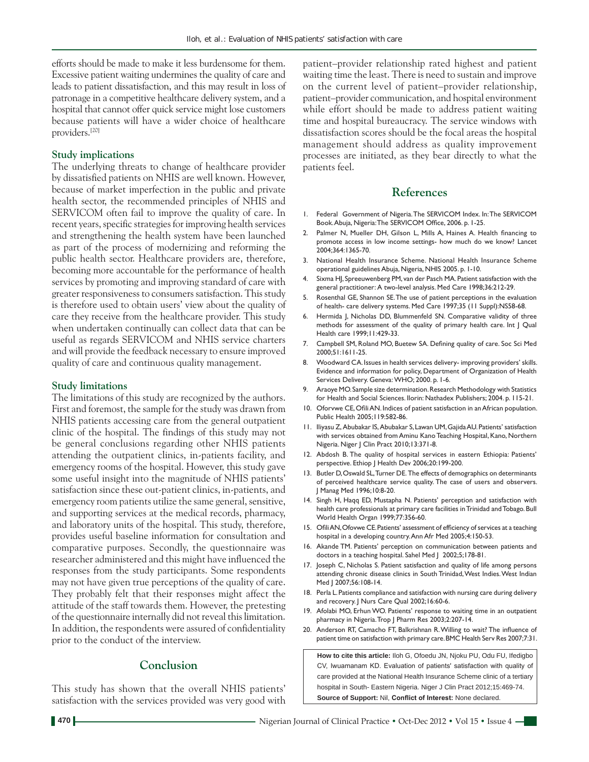efforts should be made to make it less burdensome for them. Excessive patient waiting undermines the quality of care and leads to patient dissatisfaction, and this may result in loss of patronage in a competitive healthcare delivery system, and a hospital that cannot offer quick service might lose customers because patients will have a wider choice of healthcare providers.[20]

### Study implications

The underlying threats to change of healthcare provider by dissatisfied patients on NHIS are well known. However, because of market imperfection in the public and private health sector, the recommended principles of NHIS and SERVICOM often fail to improve the quality of care. In recent years, specific strategies for improving health services and strengthening the health system have been launched as part of the process of modernizing and reforming the public health sector. Healthcare providers are, therefore, becoming more accountable for the performance of health services by promoting and improving standard of care with greater responsiveness to consumers satisfaction. This study is therefore used to obtain users' view about the quality of care they receive from the healthcare provider. This study when undertaken continually can collect data that can be useful as regards SERVICOM and NHIS service charters and will provide the feedback necessary to ensure improved quality of care and continuous quality management.

### Study limitations

The limitations of this study are recognized by the authors. First and foremost, the sample for the study was drawn from NHIS patients accessing care from the general outpatient clinic of the hospital. The findings of this study may not be general conclusions regarding other NHIS patients attending the outpatient clinics, in-patients facility, and emergency rooms of the hospital. However, this study gave some useful insight into the magnitude of NHIS patients' satisfaction since these out-patient clinics, in-patients, and emergency room patients utilize the same general, sensitive, and supporting services at the medical records, pharmacy, and laboratory units of the hospital. This study, therefore, provides useful baseline information for consultation and comparative purposes. Secondly, the questionnaire was researcher administered and this might have influenced the responses from the study participants. Some respondents may not have given true perceptions of the quality of care. They probably felt that their responses might affect the attitude of the staff towards them. However, the pretesting of the questionnaire internally did not reveal this limitation. In addition, the respondents were assured of confidentiality prior to the conduct of the interview.

## Conclusion

This study has shown that the overall NHIS patients' satisfaction with the services provided was very good with patient–provider relationship rated highest and patient waiting time the least. There is need to sustain and improve on the current level of patient–provider relationship, patient–provider communication, and hospital environment while effort should be made to address patient waiting time and hospital bureaucracy. The service windows with dissatisfaction scores should be the focal areas the hospital management should address as quality improvement processes are initiated, as they bear directly to what the patients feel.

## References

1. Federal Government of Nigeria. The SERVICOM Index. In: The SERVICOM Book. Abuja, Nigeria: The SERVICOM Office, 2006. p. 1-25.
2. Palmer N, Mueller DH, Gilson L, Mills A, Haines A. Health financing to promote access in low income settings- how much do we know? Lancet 2004;364:1365-70.
3. National Health Insurance Scheme. National Health Insurance Scheme operational guidelines Abuja, Nigeria, NHIS 2005. p. 1-10.
4. Sixma HJ, Spreeuwenberg PM, van der Pasch MA. Patient satisfaction with the general practitioner: A two-level analysis. Med Care 1998;36:212-29.
5. Rosenthal GE, Shannon SE. The use of patient perceptions in the evaluation of health- care delivery systems. Med Care 1997;35 (11 Suppl):NS58-68.
6. Hermida J, Nicholas DD, Blummenfeld SN. Comparative validity of three methods for assessment of the quality of primary health care. Int J Qual Health care 1999;11:429-33.
7. Campbell SM, Roland MO, Buetew SA. Defining quality of care. Soc Sci Med 2000;51:1611-25.
8. Woodward CA. Issues in health services delivery- improving providers' skills. Evidence and information for policy, Department of Organization of Health Services Delivery. Geneva: WHO; 2000. p. 1-6.
9. Araoye MO. Sample size determination. Research Methodology with Statistics for Health and Social Sciences. Ilorin: Nathadex Publishers; 2004. p. 115-21.
10. Oforwe CE, Ofili AN. Indices of patient satisfaction in an African population. Public Health 2005;119:582-86.
11. Iliyasu Z, Abubakar IS, Abubakar S, Lawan UM, Gajida AU. Patients' satisfaction with services obtained from Aminu Kano Teaching Hospital, Kano, Northern Nigeria. Niger J Clin Pract 2010;13:371-8.
12. Abdosh B. The quality of hospital services in eastern Ethiopia: Patients' perspective. Ethiop J Health Dev 2006;20:199-200.
13. Butler D, Oswald SL, Turner DE. The effects of demographics on determinants of perceived healthcare service quality. The case of users and observers. J Manag Med 1996;10:8-20.
14. Singh H, Haqq ED, Mustapha N. Patients' perception and satisfaction with health care professionals at primary care facilities in Trinidad and Tobago. Bull World Health Organ 1999;77:356-60.
15. Ofili AN, Ofovwe CE. Patients' assessment of efficiency of services at a teaching hospital in a developing country. Ann Afr Med 2005;4:150-53.
16. Akande TM. Patients' perception on communication between patients and doctors in a teaching hospital. Sahel Med J 2002;5;178-81.
17. Joseph C, Nicholas S. Patient satisfaction and quality of life among persons attending chronic disease clinics in South Trinidad, West Indies. West Indian Med J 2007;56:108-14.
18. Perla L. Patients compliance and satisfaction with nursing care during delivery and recovery. J Nurs Care Qual 2002;16:60-6.
19. Afolabi MO, Erhun WO. Patients' response to waiting time in an outpatient pharmacy in Nigeria. Trop J Pharm Res 2003;2:207-14.
20. Anderson RT, Camacho FT, Balkrishnan R. Willing to wait? The influence of patient time on satisfaction with primary care. BMC Health Serv Res 2007;7:31.

**How to cite this article:** Iloh G, Ofoedu JN, Njoku PU, Odu FU, Ifedigbo CV, Iwuamanam KD. Evaluation of patients' satisfaction with quality of care provided at the National Health Insurance Scheme clinic of a tertiary hospital in South- Eastern Nigeria. Niger J Clin Pract 2012;15:469-74.
**Source of Support:** Nil, **Conflict of Interest:** None declared.